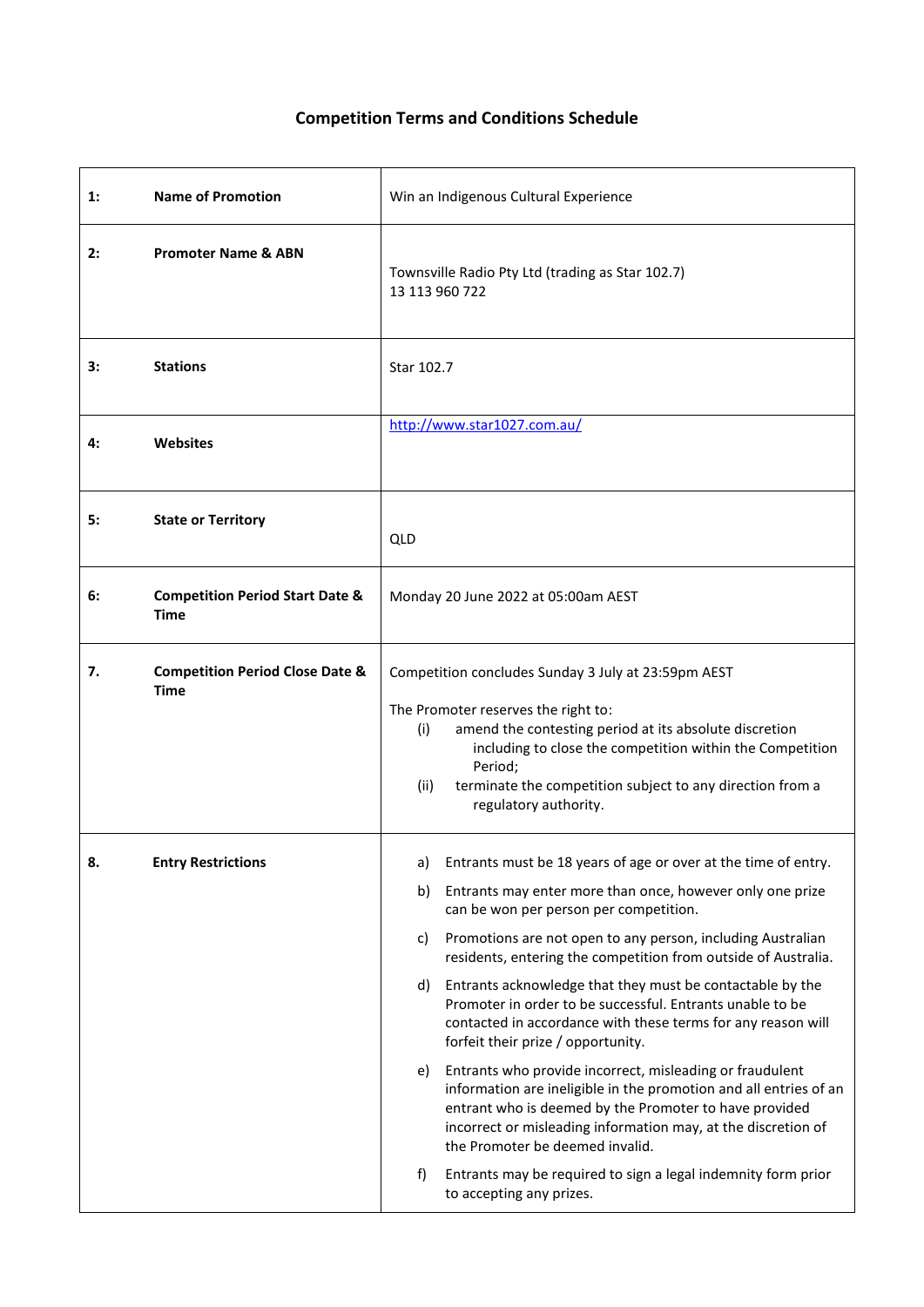# Competition Terms and Conditions Schedule

| | | |
|---|---|---|
| 1: | **Name of Promotion** | Win an Indigenous Cultural Experience |
| 2: | **Promoter Name & ABN** | Townsville Radio Pty Ltd (trading as Star 102.7)<br>13 113 960 722 |
| 3: | **Stations** | Star 102.7 |
| 4: | **Websites** | http://www.star1027.com.au/ |
| 5: | **State or Territory** | QLD |
| 6: | **Competition Period Start Date & Time** | Monday 20 June 2022 at 05:00am AEST |
| 7. | **Competition Period Close Date & Time** | Competition concludes Sunday 3 July at 23:59pm AEST<br><br>The Promoter reserves the right to:<br>(i) amend the contesting period at its absolute discretion including to close the competition within the Competition Period;<br>(ii) terminate the competition subject to any direction from a regulatory authority. |
| 8. | **Entry Restrictions** | a) Entrants must be 18 years of age or over at the time of entry.<br>b) Entrants may enter more than once, however only one prize can be won per person per competition.<br>c) Promotions are not open to any person, including Australian residents, entering the competition from outside of Australia.<br>d) Entrants acknowledge that they must be contactable by the Promoter in order to be successful. Entrants unable to be contacted in accordance with these terms for any reason will forfeit their prize / opportunity.<br>e) Entrants who provide incorrect, misleading or fraudulent information are ineligible in the promotion and all entries of an entrant who is deemed by the Promoter to have provided incorrect or misleading information may, at the discretion of the Promoter be deemed invalid.<br>f) Entrants may be required to sign a legal indemnity form prior to accepting any prizes. |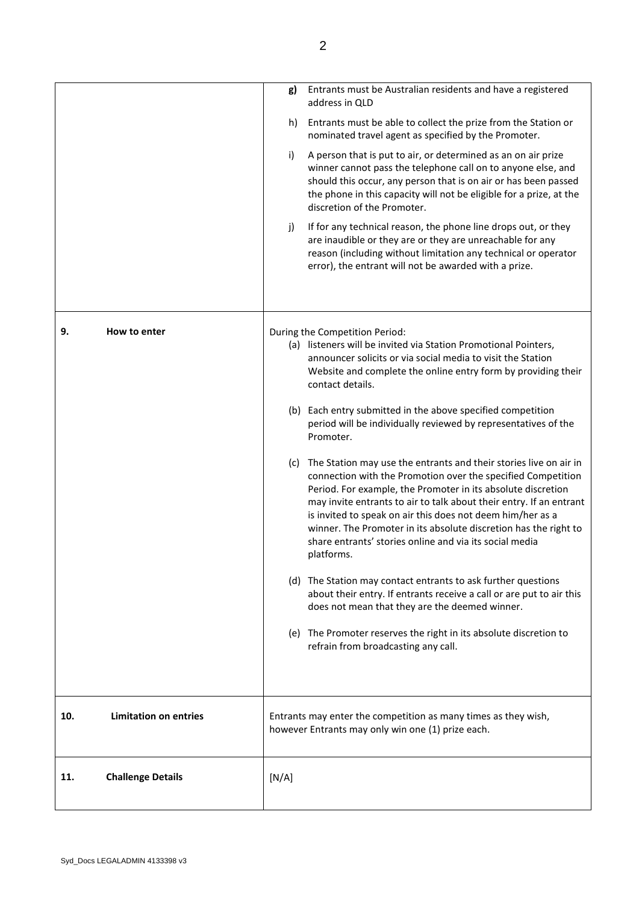| | |
|---|---|
| | **g)** Entrants must be Australian residents and have a registered address in QLD<br><br>h) Entrants must be able to collect the prize from the Station or nominated travel agent as specified by the Promoter.<br><br>i) A person that is put to air, or determined as an on air prize winner cannot pass the telephone call on to anyone else, and should this occur, any person that is on air or has been passed the phone in this capacity will not be eligible for a prize, at the discretion of the Promoter.<br><br>j) If for any technical reason, the phone line drops out, or they are inaudible or they are or they are unreachable for any reason (including without limitation any technical or operator error), the entrant will not be awarded with a prize. |
| **9. How to enter** | During the Competition Period:<br>(a) listeners will be invited via Station Promotional Pointers, announcer solicits or via social media to visit the Station Website and complete the online entry form by providing their contact details.<br><br>(b) Each entry submitted in the above specified competition period will be individually reviewed by representatives of the Promoter.<br><br>(c) The Station may use the entrants and their stories live on air in connection with the Promotion over the specified Competition Period. For example, the Promoter in its absolute discretion may invite entrants to air to talk about their entry. If an entrant is invited to speak on air this does not deem him/her as a winner. The Promoter in its absolute discretion has the right to share entrants' stories online and via its social media platforms.<br><br>(d) The Station may contact entrants to ask further questions about their entry. If entrants receive a call or are put to air this does not mean that they are the deemed winner.<br><br>(e) The Promoter reserves the right in its absolute discretion to refrain from broadcasting any call. |
| **10. Limitation on entries** | Entrants may enter the competition as many times as they wish, however Entrants may only win one (1) prize each. |
| **11. Challenge Details** | [N/A] |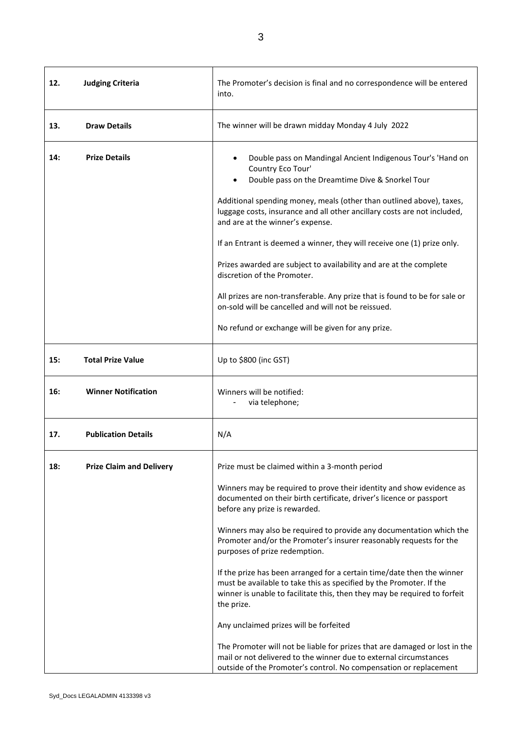| | |
|---|---|
| **12. Judging Criteria** | The Promoter's decision is final and no correspondence will be entered into. |
| **13. Draw Details** | The winner will be drawn midday Monday 4 July 2022 |
| **14: Prize Details** | • Double pass on Mandingal Ancient Indigenous Tour's 'Hand on Country Eco Tour'<br>• Double pass on the Dreamtime Dive & Snorkel Tour<br><br>Additional spending money, meals (other than outlined above), taxes, luggage costs, insurance and all other ancillary costs are not included, and are at the winner's expense.<br><br>If an Entrant is deemed a winner, they will receive one (1) prize only.<br><br>Prizes awarded are subject to availability and are at the complete discretion of the Promoter.<br><br>All prizes are non-transferable. Any prize that is found to be for sale or on-sold will be cancelled and will not be reissued.<br><br>No refund or exchange will be given for any prize. |
| **15: Total Prize Value** | Up to $800 (inc GST) |
| **16: Winner Notification** | Winners will be notified:<br>- via telephone; |
| **17. Publication Details** | N/A |
| **18: Prize Claim and Delivery** | Prize must be claimed within a 3-month period<br><br>Winners may be required to prove their identity and show evidence as documented on their birth certificate, driver's licence or passport before any prize is rewarded.<br><br>Winners may also be required to provide any documentation which the Promoter and/or the Promoter's insurer reasonably requests for the purposes of prize redemption.<br><br>If the prize has been arranged for a certain time/date then the winner must be available to take this as specified by the Promoter. If the winner is unable to facilitate this, then they may be required to forfeit the prize.<br><br>Any unclaimed prizes will be forfeited<br><br>The Promoter will not be liable for prizes that are damaged or lost in the mail or not delivered to the winner due to external circumstances outside of the Promoter's control. No compensation or replacement |

Syd_Docs LEGALADMIN 4133398 v3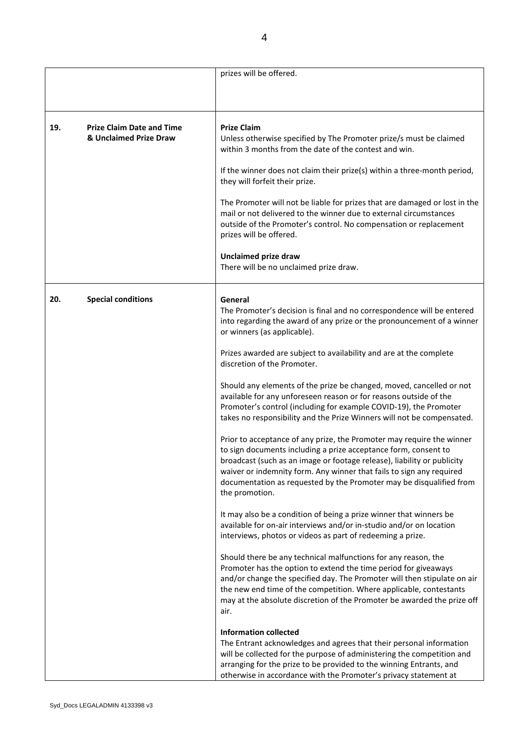| | | |
|---|---|---|
| | | prizes will be offered. |
| 19. | **Prize Claim Date and Time & Unclaimed Prize Draw** | **Prize Claim**<br>Unless otherwise specified by The Promoter prize/s must be claimed within 3 months from the date of the contest and win.<br><br>If the winner does not claim their prize(s) within a three-month period, they will forfeit their prize.<br><br>The Promoter will not be liable for prizes that are damaged or lost in the mail or not delivered to the winner due to external circumstances outside of the Promoter's control. No compensation or replacement prizes will be offered.<br><br>**Unclaimed prize draw**<br>There will be no unclaimed prize draw. |
| 20. | **Special conditions** | **General**<br>The Promoter's decision is final and no correspondence will be entered into regarding the award of any prize or the pronouncement of a winner or winners (as applicable).<br><br>Prizes awarded are subject to availability and are at the complete discretion of the Promoter.<br><br>Should any elements of the prize be changed, moved, cancelled or not available for any unforeseen reason or for reasons outside of the Promoter's control (including for example COVID-19), the Promoter takes no responsibility and the Prize Winners will not be compensated.<br><br>Prior to acceptance of any prize, the Promoter may require the winner to sign documents including a prize acceptance form, consent to broadcast (such as an image or footage release), liability or publicity waiver or indemnity form. Any winner that fails to sign any required documentation as requested by the Promoter may be disqualified from the promotion.<br><br>It may also be a condition of being a prize winner that winners be available for on-air interviews and/or in-studio and/or on location interviews, photos or videos as part of redeeming a prize.<br><br>Should there be any technical malfunctions for any reason, the Promoter has the option to extend the time period for giveaways and/or change the specified day. The Promoter will then stipulate on air the new end time of the competition. Where applicable, contestants may at the absolute discretion of the Promoter be awarded the prize off air.<br><br>**Information collected**<br>The Entrant acknowledges and agrees that their personal information will be collected for the purpose of administering the competition and arranging for the prize to be provided to the winning Entrants, and otherwise in accordance with the Promoter's privacy statement at |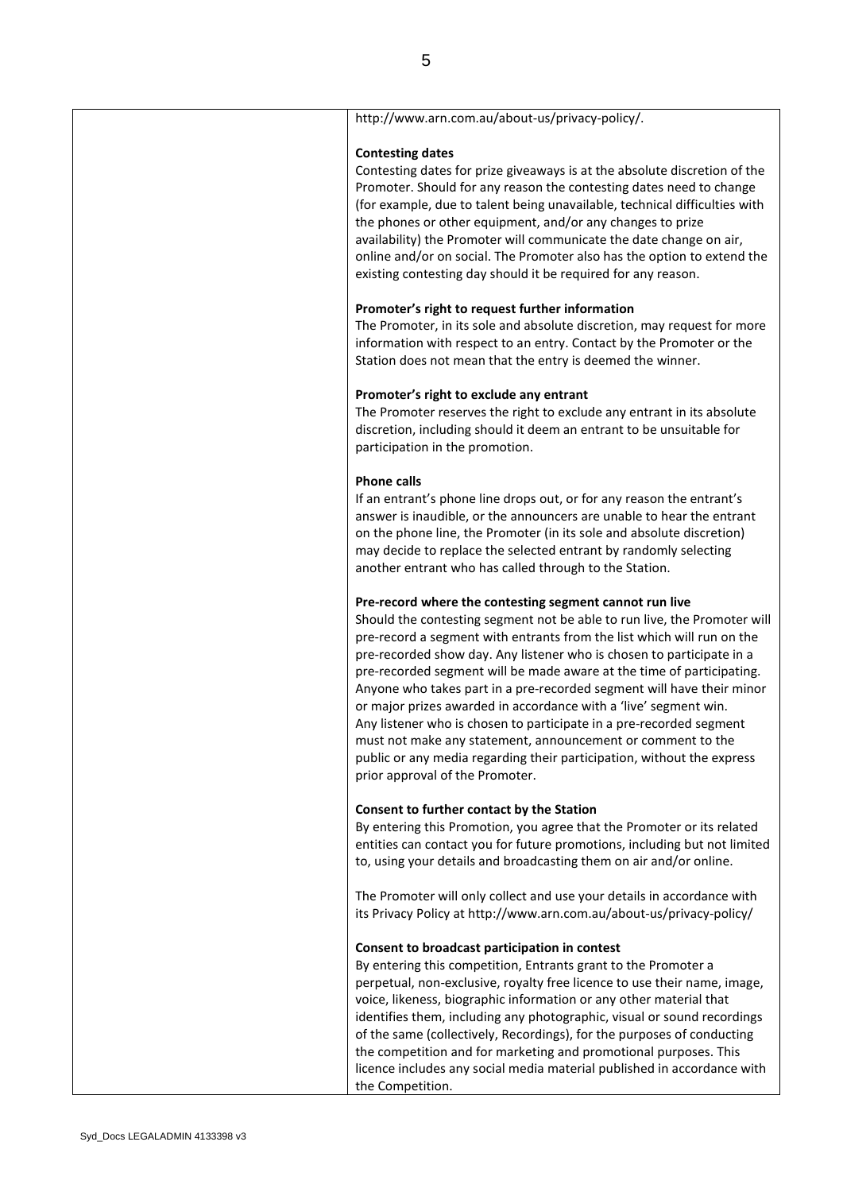| | http://www.arn.com.au/about-us/privacy-policy/.<br><br>**Contesting dates**<br>Contesting dates for prize giveaways is at the absolute discretion of the Promoter. Should for any reason the contesting dates need to change (for example, due to talent being unavailable, technical difficulties with the phones or other equipment, and/or any changes to prize availability) the Promoter will communicate the date change on air, online and/or on social. The Promoter also has the option to extend the existing contesting day should it be required for any reason.<br><br>**Promoter's right to request further information**<br>The Promoter, in its sole and absolute discretion, may request for more information with respect to an entry. Contact by the Promoter or the Station does not mean that the entry is deemed the winner.<br><br>**Promoter's right to exclude any entrant**<br>The Promoter reserves the right to exclude any entrant in its absolute discretion, including should it deem an entrant to be unsuitable for participation in the promotion.<br><br>**Phone calls**<br>If an entrant's phone line drops out, or for any reason the entrant's answer is inaudible, or the announcers are unable to hear the entrant on the phone line, the Promoter (in its sole and absolute discretion) may decide to replace the selected entrant by randomly selecting another entrant who has called through to the Station.<br><br>**Pre-record where the contesting segment cannot run live**<br>Should the contesting segment not be able to run live, the Promoter will pre-record a segment with entrants from the list which will run on the pre-recorded show day. Any listener who is chosen to participate in a pre-recorded segment will be made aware at the time of participating. Anyone who takes part in a pre-recorded segment will have their minor or major prizes awarded in accordance with a 'live' segment win. Any listener who is chosen to participate in a pre-recorded segment must not make any statement, announcement or comment to the public or any media regarding their participation, without the express prior approval of the Promoter.<br><br>**Consent to further contact by the Station**<br>By entering this Promotion, you agree that the Promoter or its related entities can contact you for future promotions, including but not limited to, using your details and broadcasting them on air and/or online.<br><br>The Promoter will only collect and use your details in accordance with its Privacy Policy at http://www.arn.com.au/about-us/privacy-policy/<br><br>**Consent to broadcast participation in contest**<br>By entering this competition, Entrants grant to the Promoter a perpetual, non-exclusive, royalty free licence to use their name, image, voice, likeness, biographic information or any other material that identifies them, including any photographic, visual or sound recordings of the same (collectively, Recordings), for the purposes of conducting the competition and for marketing and promotional purposes. This licence includes any social media material published in accordance with the Competition. |
|---|---|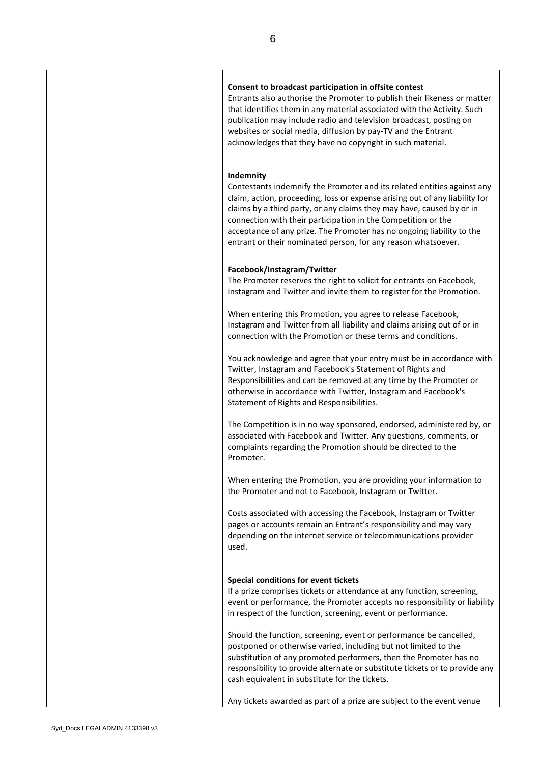**Consent to broadcast participation in offsite contest**

Entrants also authorise the Promoter to publish their likeness or matter that identifies them in any material associated with the Activity. Such publication may include radio and television broadcast, posting on websites or social media, diffusion by pay-TV and the Entrant acknowledges that they have no copyright in such material.

**Indemnity**

Contestants indemnify the Promoter and its related entities against any claim, action, proceeding, loss or expense arising out of any liability for claims by a third party, or any claims they may have, caused by or in connection with their participation in the Competition or the acceptance of any prize. The Promoter has no ongoing liability to the entrant or their nominated person, for any reason whatsoever.

**Facebook/Instagram/Twitter**

The Promoter reserves the right to solicit for entrants on Facebook, Instagram and Twitter and invite them to register for the Promotion.

When entering this Promotion, you agree to release Facebook, Instagram and Twitter from all liability and claims arising out of or in connection with the Promotion or these terms and conditions.

You acknowledge and agree that your entry must be in accordance with Twitter, Instagram and Facebook's Statement of Rights and Responsibilities and can be removed at any time by the Promoter or otherwise in accordance with Twitter, Instagram and Facebook's Statement of Rights and Responsibilities.

The Competition is in no way sponsored, endorsed, administered by, or associated with Facebook and Twitter. Any questions, comments, or complaints regarding the Promotion should be directed to the Promoter.

When entering the Promotion, you are providing your information to the Promoter and not to Facebook, Instagram or Twitter.

Costs associated with accessing the Facebook, Instagram or Twitter pages or accounts remain an Entrant's responsibility and may vary depending on the internet service or telecommunications provider used.

**Special conditions for event tickets**

If a prize comprises tickets or attendance at any function, screening, event or performance, the Promoter accepts no responsibility or liability in respect of the function, screening, event or performance.

Should the function, screening, event or performance be cancelled, postponed or otherwise varied, including but not limited to the substitution of any promoted performers, then the Promoter has no responsibility to provide alternate or substitute tickets or to provide any cash equivalent in substitute for the tickets.

Any tickets awarded as part of a prize are subject to the event venue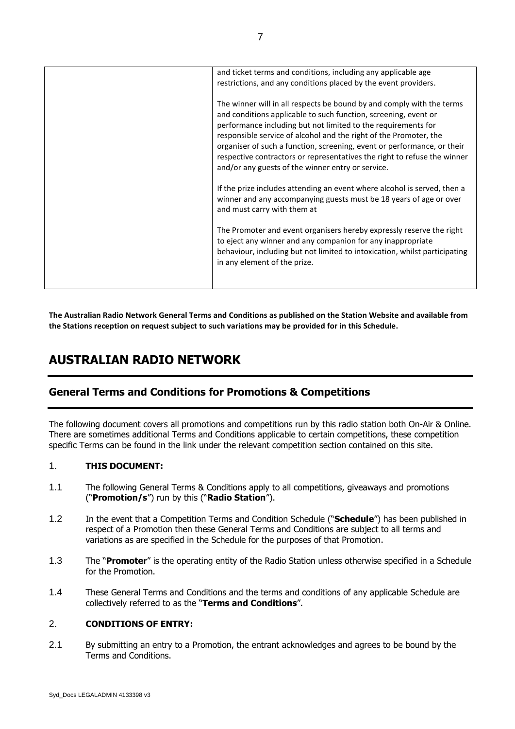| | and ticket terms and conditions, including any applicable age restrictions, and any conditions placed by the event providers.<br><br>The winner will in all respects be bound by and comply with the terms and conditions applicable to such function, screening, event or performance including but not limited to the requirements for responsible service of alcohol and the right of the Promoter, the organiser of such a function, screening, event or performance, or their respective contractors or representatives the right to refuse the winner and/or any guests of the winner entry or service.<br><br>If the prize includes attending an event where alcohol is served, then a winner and any accompanying guests must be 18 years of age or over and must carry with them at<br><br>The Promoter and event organisers hereby expressly reserve the right to eject any winner and any companion for any inappropriate behaviour, including but not limited to intoxication, whilst participating in any element of the prize. |
|---|---|

**The Australian Radio Network General Terms and Conditions as published on the Station Website and available from the Stations reception on request subject to such variations may be provided for in this Schedule.**

# AUSTRALIAN RADIO NETWORK

## General Terms and Conditions for Promotions & Competitions

The following document covers all promotions and competitions run by this radio station both On-Air & Online. There are sometimes additional Terms and Conditions applicable to certain competitions, these competition specific Terms can be found in the link under the relevant competition section contained on this site.

1. **THIS DOCUMENT:**

1.1 The following General Terms & Conditions apply to all competitions, giveaways and promotions ("**Promotion/s**") run by this ("**Radio Station**").

1.2 In the event that a Competition Terms and Condition Schedule ("**Schedule**") has been published in respect of a Promotion then these General Terms and Conditions are subject to all terms and variations as are specified in the Schedule for the purposes of that Promotion.

1.3 The "**Promoter**" is the operating entity of the Radio Station unless otherwise specified in a Schedule for the Promotion.

1.4 These General Terms and Conditions and the terms and conditions of any applicable Schedule are collectively referred to as the "**Terms and Conditions**".

2. **CONDITIONS OF ENTRY:**

2.1 By submitting an entry to a Promotion, the entrant acknowledges and agrees to be bound by the Terms and Conditions.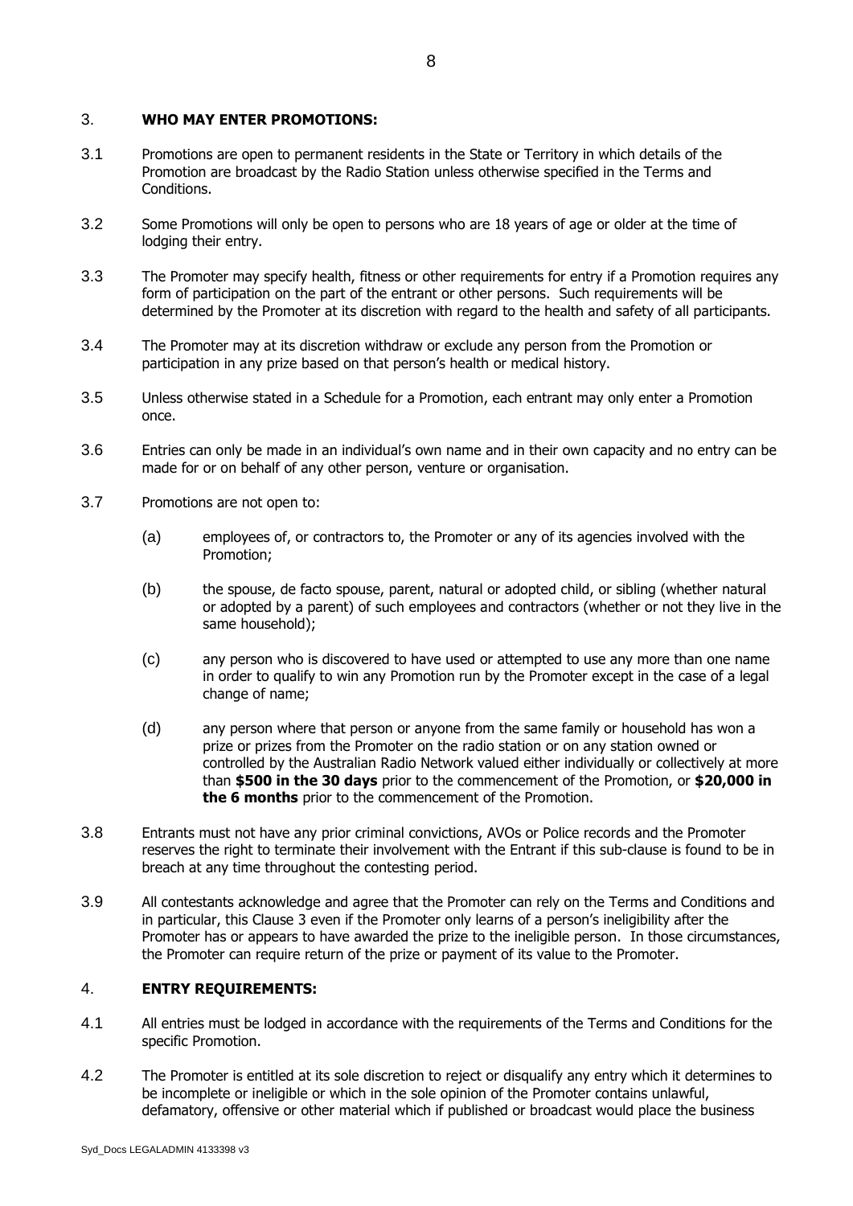## 3. WHO MAY ENTER PROMOTIONS:

3.1 Promotions are open to permanent residents in the State or Territory in which details of the Promotion are broadcast by the Radio Station unless otherwise specified in the Terms and Conditions.

3.2 Some Promotions will only be open to persons who are 18 years of age or older at the time of lodging their entry.

3.3 The Promoter may specify health, fitness or other requirements for entry if a Promotion requires any form of participation on the part of the entrant or other persons. Such requirements will be determined by the Promoter at its discretion with regard to the health and safety of all participants.

3.4 The Promoter may at its discretion withdraw or exclude any person from the Promotion or participation in any prize based on that person's health or medical history.

3.5 Unless otherwise stated in a Schedule for a Promotion, each entrant may only enter a Promotion once.

3.6 Entries can only be made in an individual's own name and in their own capacity and no entry can be made for or on behalf of any other person, venture or organisation.

3.7 Promotions are not open to:

(a) employees of, or contractors to, the Promoter or any of its agencies involved with the Promotion;

(b) the spouse, de facto spouse, parent, natural or adopted child, or sibling (whether natural or adopted by a parent) of such employees and contractors (whether or not they live in the same household);

(c) any person who is discovered to have used or attempted to use any more than one name in order to qualify to win any Promotion run by the Promoter except in the case of a legal change of name;

(d) any person where that person or anyone from the same family or household has won a prize or prizes from the Promoter on the radio station or on any station owned or controlled by the Australian Radio Network valued either individually or collectively at more than **$500 in the 30 days** prior to the commencement of the Promotion, or **$20,000 in the 6 months** prior to the commencement of the Promotion.

3.8 Entrants must not have any prior criminal convictions, AVOs or Police records and the Promoter reserves the right to terminate their involvement with the Entrant if this sub-clause is found to be in breach at any time throughout the contesting period.

3.9 All contestants acknowledge and agree that the Promoter can rely on the Terms and Conditions and in particular, this Clause 3 even if the Promoter only learns of a person's ineligibility after the Promoter has or appears to have awarded the prize to the ineligible person. In those circumstances, the Promoter can require return of the prize or payment of its value to the Promoter.

## 4. ENTRY REQUIREMENTS:

4.1 All entries must be lodged in accordance with the requirements of the Terms and Conditions for the specific Promotion.

4.2 The Promoter is entitled at its sole discretion to reject or disqualify any entry which it determines to be incomplete or ineligible or which in the sole opinion of the Promoter contains unlawful, defamatory, offensive or other material which if published or broadcast would place the business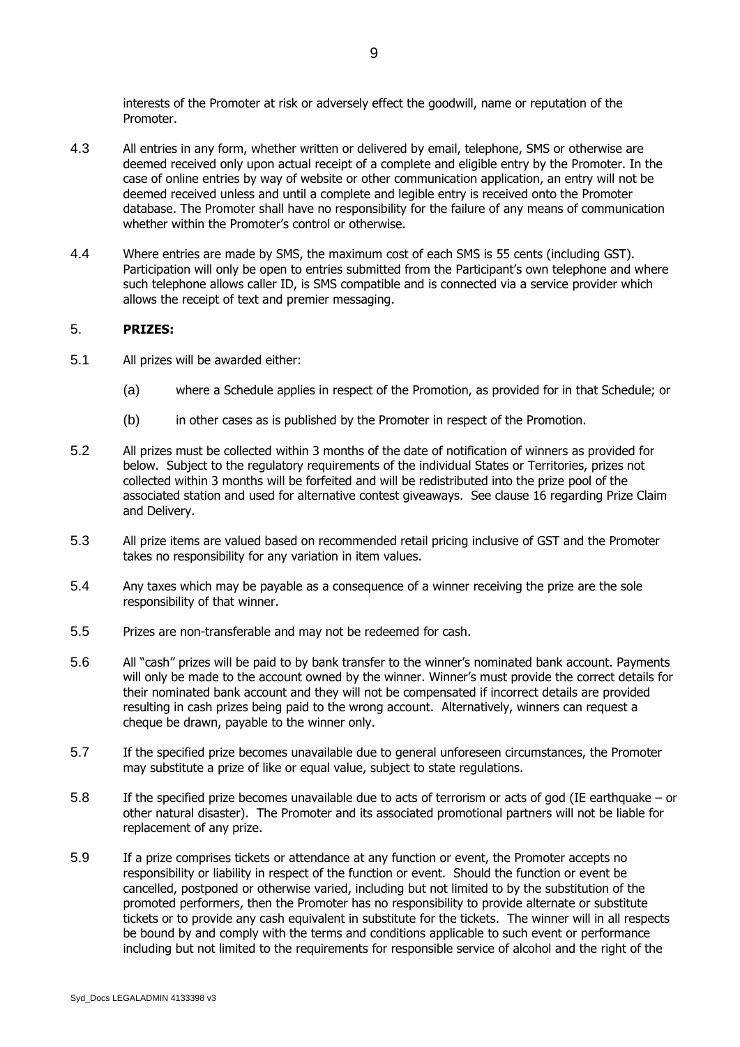interests of the Promoter at risk or adversely effect the goodwill, name or reputation of the Promoter.

4.3 All entries in any form, whether written or delivered by email, telephone, SMS or otherwise are deemed received only upon actual receipt of a complete and eligible entry by the Promoter. In the case of online entries by way of website or other communication application, an entry will not be deemed received unless and until a complete and legible entry is received onto the Promoter database. The Promoter shall have no responsibility for the failure of any means of communication whether within the Promoter's control or otherwise.

4.4 Where entries are made by SMS, the maximum cost of each SMS is 55 cents (including GST). Participation will only be open to entries submitted from the Participant's own telephone and where such telephone allows caller ID, is SMS compatible and is connected via a service provider which allows the receipt of text and premier messaging.

## 5. **PRIZES:**

5.1 All prizes will be awarded either:

(a) where a Schedule applies in respect of the Promotion, as provided for in that Schedule; or

(b) in other cases as is published by the Promoter in respect of the Promotion.

5.2 All prizes must be collected within 3 months of the date of notification of winners as provided for below. Subject to the regulatory requirements of the individual States or Territories, prizes not collected within 3 months will be forfeited and will be redistributed into the prize pool of the associated station and used for alternative contest giveaways. See clause 16 regarding Prize Claim and Delivery.

5.3 All prize items are valued based on recommended retail pricing inclusive of GST and the Promoter takes no responsibility for any variation in item values.

5.4 Any taxes which may be payable as a consequence of a winner receiving the prize are the sole responsibility of that winner.

5.5 Prizes are non-transferable and may not be redeemed for cash.

5.6 All "cash" prizes will be paid to by bank transfer to the winner's nominated bank account. Payments will only be made to the account owned by the winner. Winner's must provide the correct details for their nominated bank account and they will not be compensated if incorrect details are provided resulting in cash prizes being paid to the wrong account. Alternatively, winners can request a cheque be drawn, payable to the winner only.

5.7 If the specified prize becomes unavailable due to general unforeseen circumstances, the Promoter may substitute a prize of like or equal value, subject to state regulations.

5.8 If the specified prize becomes unavailable due to acts of terrorism or acts of god (IE earthquake – or other natural disaster). The Promoter and its associated promotional partners will not be liable for replacement of any prize.

5.9 If a prize comprises tickets or attendance at any function or event, the Promoter accepts no responsibility or liability in respect of the function or event. Should the function or event be cancelled, postponed or otherwise varied, including but not limited to by the substitution of the promoted performers, then the Promoter has no responsibility to provide alternate or substitute tickets or to provide any cash equivalent in substitute for the tickets. The winner will in all respects be bound by and comply with the terms and conditions applicable to such event or performance including but not limited to the requirements for responsible service of alcohol and the right of the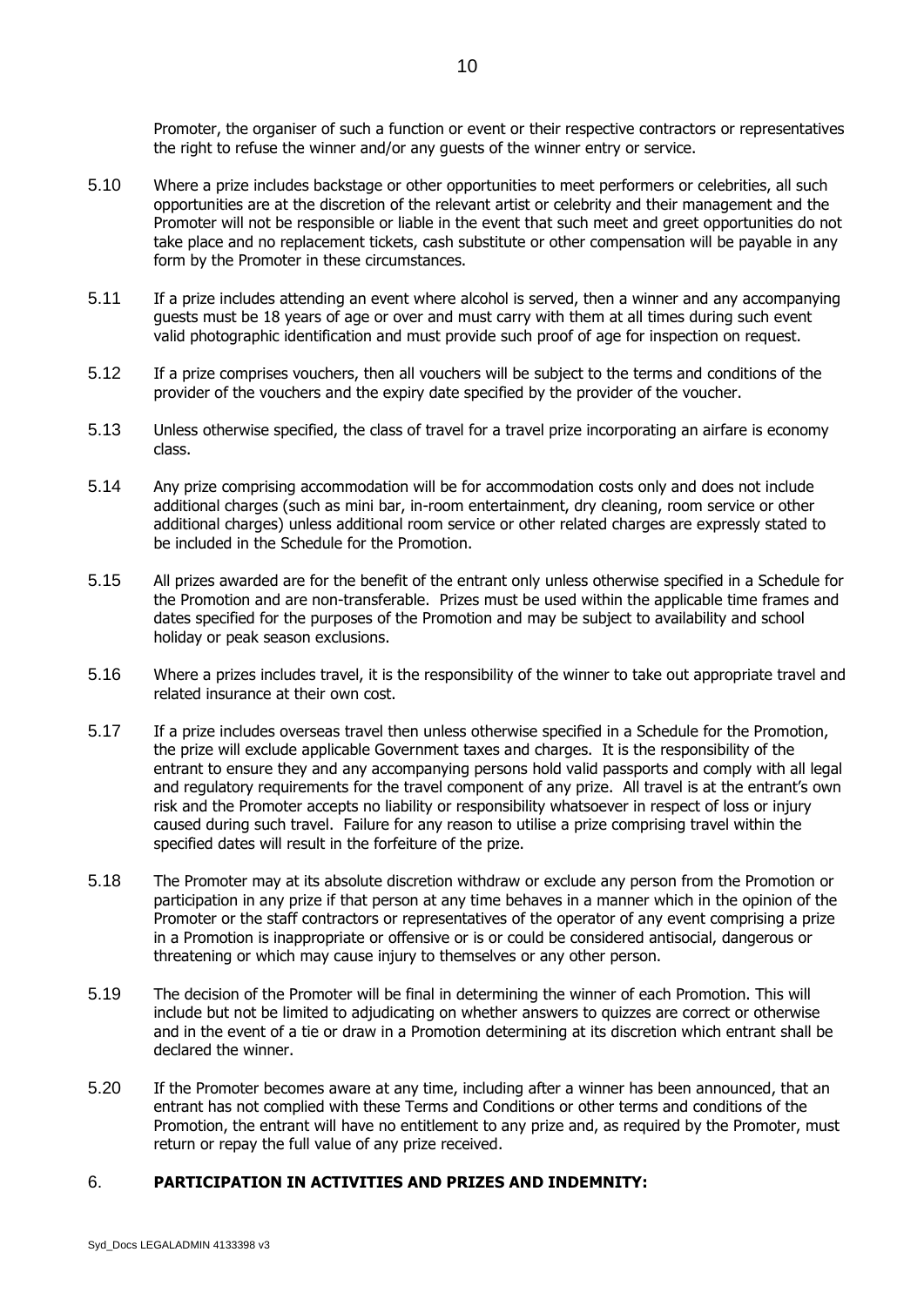Promoter, the organiser of such a function or event or their respective contractors or representatives the right to refuse the winner and/or any guests of the winner entry or service.

5.10 Where a prize includes backstage or other opportunities to meet performers or celebrities, all such opportunities are at the discretion of the relevant artist or celebrity and their management and the Promoter will not be responsible or liable in the event that such meet and greet opportunities do not take place and no replacement tickets, cash substitute or other compensation will be payable in any form by the Promoter in these circumstances.

5.11 If a prize includes attending an event where alcohol is served, then a winner and any accompanying guests must be 18 years of age or over and must carry with them at all times during such event valid photographic identification and must provide such proof of age for inspection on request.

5.12 If a prize comprises vouchers, then all vouchers will be subject to the terms and conditions of the provider of the vouchers and the expiry date specified by the provider of the voucher.

5.13 Unless otherwise specified, the class of travel for a travel prize incorporating an airfare is economy class.

5.14 Any prize comprising accommodation will be for accommodation costs only and does not include additional charges (such as mini bar, in-room entertainment, dry cleaning, room service or other additional charges) unless additional room service or other related charges are expressly stated to be included in the Schedule for the Promotion.

5.15 All prizes awarded are for the benefit of the entrant only unless otherwise specified in a Schedule for the Promotion and are non-transferable. Prizes must be used within the applicable time frames and dates specified for the purposes of the Promotion and may be subject to availability and school holiday or peak season exclusions.

5.16 Where a prizes includes travel, it is the responsibility of the winner to take out appropriate travel and related insurance at their own cost.

5.17 If a prize includes overseas travel then unless otherwise specified in a Schedule for the Promotion, the prize will exclude applicable Government taxes and charges. It is the responsibility of the entrant to ensure they and any accompanying persons hold valid passports and comply with all legal and regulatory requirements for the travel component of any prize. All travel is at the entrant's own risk and the Promoter accepts no liability or responsibility whatsoever in respect of loss or injury caused during such travel. Failure for any reason to utilise a prize comprising travel within the specified dates will result in the forfeiture of the prize.

5.18 The Promoter may at its absolute discretion withdraw or exclude any person from the Promotion or participation in any prize if that person at any time behaves in a manner which in the opinion of the Promoter or the staff contractors or representatives of the operator of any event comprising a prize in a Promotion is inappropriate or offensive or is or could be considered antisocial, dangerous or threatening or which may cause injury to themselves or any other person.

5.19 The decision of the Promoter will be final in determining the winner of each Promotion. This will include but not be limited to adjudicating on whether answers to quizzes are correct or otherwise and in the event of a tie or draw in a Promotion determining at its discretion which entrant shall be declared the winner.

5.20 If the Promoter becomes aware at any time, including after a winner has been announced, that an entrant has not complied with these Terms and Conditions or other terms and conditions of the Promotion, the entrant will have no entitlement to any prize and, as required by the Promoter, must return or repay the full value of any prize received.

## 6. PARTICIPATION IN ACTIVITIES AND PRIZES AND INDEMNITY: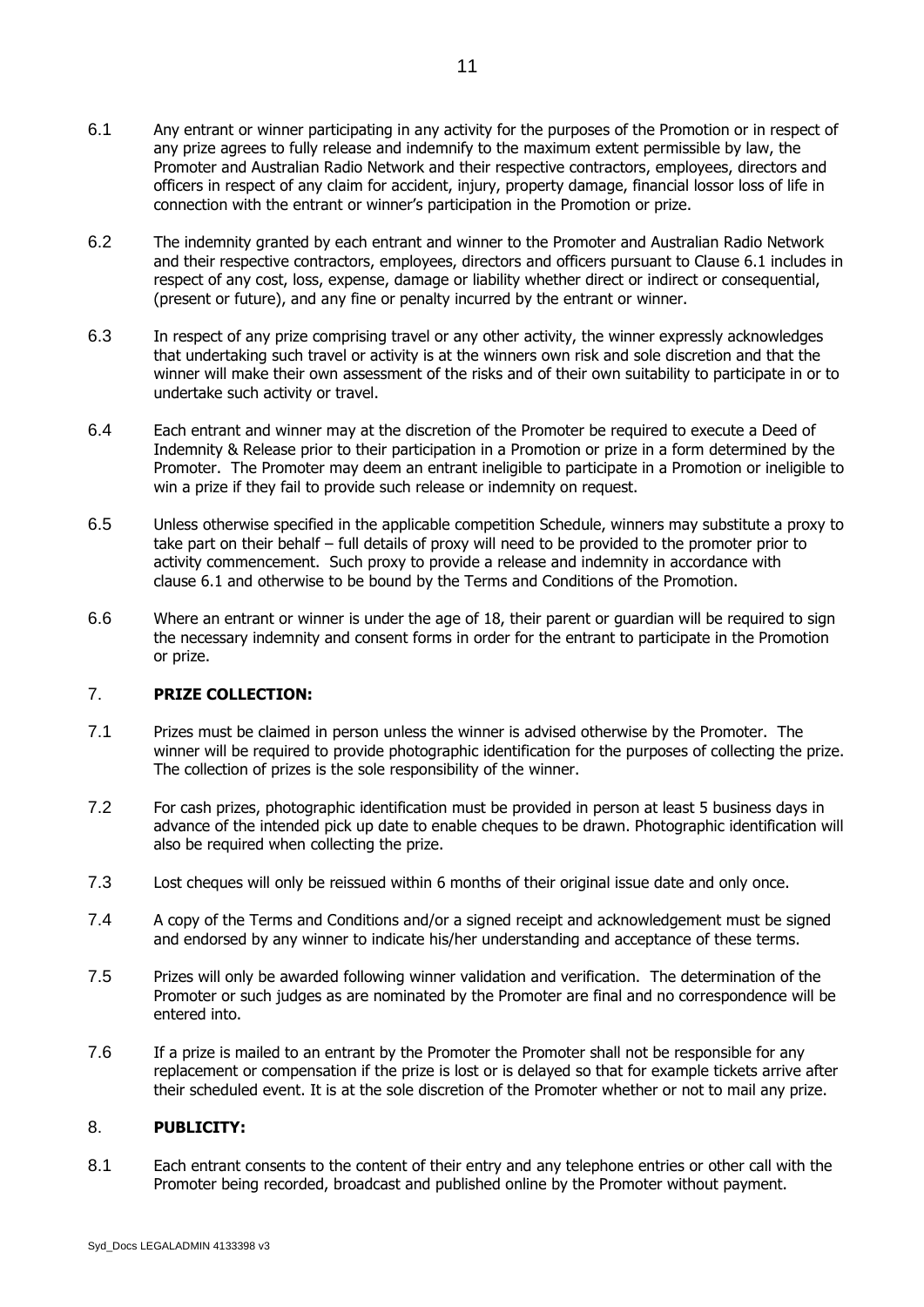6.1 Any entrant or winner participating in any activity for the purposes of the Promotion or in respect of any prize agrees to fully release and indemnify to the maximum extent permissible by law, the Promoter and Australian Radio Network and their respective contractors, employees, directors and officers in respect of any claim for accident, injury, property damage, financial lossor loss of life in connection with the entrant or winner's participation in the Promotion or prize.

6.2 The indemnity granted by each entrant and winner to the Promoter and Australian Radio Network and their respective contractors, employees, directors and officers pursuant to Clause 6.1 includes in respect of any cost, loss, expense, damage or liability whether direct or indirect or consequential, (present or future), and any fine or penalty incurred by the entrant or winner.

6.3 In respect of any prize comprising travel or any other activity, the winner expressly acknowledges that undertaking such travel or activity is at the winners own risk and sole discretion and that the winner will make their own assessment of the risks and of their own suitability to participate in or to undertake such activity or travel.

6.4 Each entrant and winner may at the discretion of the Promoter be required to execute a Deed of Indemnity & Release prior to their participation in a Promotion or prize in a form determined by the Promoter. The Promoter may deem an entrant ineligible to participate in a Promotion or ineligible to win a prize if they fail to provide such release or indemnity on request.

6.5 Unless otherwise specified in the applicable competition Schedule, winners may substitute a proxy to take part on their behalf – full details of proxy will need to be provided to the promoter prior to activity commencement. Such proxy to provide a release and indemnity in accordance with clause 6.1 and otherwise to be bound by the Terms and Conditions of the Promotion.

6.6 Where an entrant or winner is under the age of 18, their parent or guardian will be required to sign the necessary indemnity and consent forms in order for the entrant to participate in the Promotion or prize.

## 7. **PRIZE COLLECTION:**

7.1 Prizes must be claimed in person unless the winner is advised otherwise by the Promoter. The winner will be required to provide photographic identification for the purposes of collecting the prize. The collection of prizes is the sole responsibility of the winner.

7.2 For cash prizes, photographic identification must be provided in person at least 5 business days in advance of the intended pick up date to enable cheques to be drawn. Photographic identification will also be required when collecting the prize.

7.3 Lost cheques will only be reissued within 6 months of their original issue date and only once.

7.4 A copy of the Terms and Conditions and/or a signed receipt and acknowledgement must be signed and endorsed by any winner to indicate his/her understanding and acceptance of these terms.

7.5 Prizes will only be awarded following winner validation and verification. The determination of the Promoter or such judges as are nominated by the Promoter are final and no correspondence will be entered into.

7.6 If a prize is mailed to an entrant by the Promoter the Promoter shall not be responsible for any replacement or compensation if the prize is lost or is delayed so that for example tickets arrive after their scheduled event. It is at the sole discretion of the Promoter whether or not to mail any prize.

## 8. **PUBLICITY:**

8.1 Each entrant consents to the content of their entry and any telephone entries or other call with the Promoter being recorded, broadcast and published online by the Promoter without payment.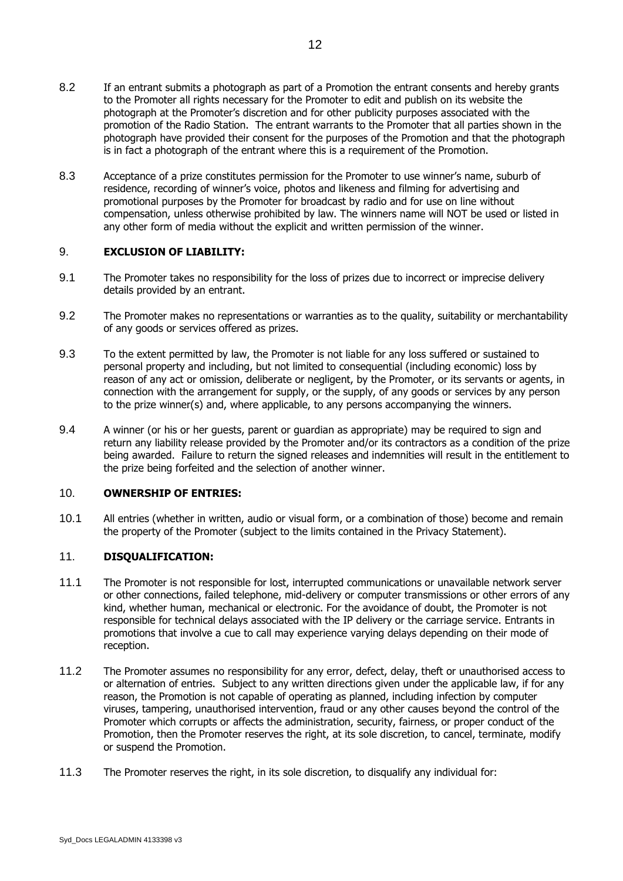8.2 If an entrant submits a photograph as part of a Promotion the entrant consents and hereby grants to the Promoter all rights necessary for the Promoter to edit and publish on its website the photograph at the Promoter's discretion and for other publicity purposes associated with the promotion of the Radio Station. The entrant warrants to the Promoter that all parties shown in the photograph have provided their consent for the purposes of the Promotion and that the photograph is in fact a photograph of the entrant where this is a requirement of the Promotion.

8.3 Acceptance of a prize constitutes permission for the Promoter to use winner's name, suburb of residence, recording of winner's voice, photos and likeness and filming for advertising and promotional purposes by the Promoter for broadcast by radio and for use on line without compensation, unless otherwise prohibited by law. The winners name will NOT be used or listed in any other form of media without the explicit and written permission of the winner.

## 9. EXCLUSION OF LIABILITY:

9.1 The Promoter takes no responsibility for the loss of prizes due to incorrect or imprecise delivery details provided by an entrant.

9.2 The Promoter makes no representations or warranties as to the quality, suitability or merchantability of any goods or services offered as prizes.

9.3 To the extent permitted by law, the Promoter is not liable for any loss suffered or sustained to personal property and including, but not limited to consequential (including economic) loss by reason of any act or omission, deliberate or negligent, by the Promoter, or its servants or agents, in connection with the arrangement for supply, or the supply, of any goods or services by any person to the prize winner(s) and, where applicable, to any persons accompanying the winners.

9.4 A winner (or his or her guests, parent or guardian as appropriate) may be required to sign and return any liability release provided by the Promoter and/or its contractors as a condition of the prize being awarded. Failure to return the signed releases and indemnities will result in the entitlement to the prize being forfeited and the selection of another winner.

## 10. OWNERSHIP OF ENTRIES:

10.1 All entries (whether in written, audio or visual form, or a combination of those) become and remain the property of the Promoter (subject to the limits contained in the Privacy Statement).

## 11. DISQUALIFICATION:

11.1 The Promoter is not responsible for lost, interrupted communications or unavailable network server or other connections, failed telephone, mid-delivery or computer transmissions or other errors of any kind, whether human, mechanical or electronic. For the avoidance of doubt, the Promoter is not responsible for technical delays associated with the IP delivery or the carriage service. Entrants in promotions that involve a cue to call may experience varying delays depending on their mode of reception.

11.2 The Promoter assumes no responsibility for any error, defect, delay, theft or unauthorised access to or alternation of entries. Subject to any written directions given under the applicable law, if for any reason, the Promotion is not capable of operating as planned, including infection by computer viruses, tampering, unauthorised intervention, fraud or any other causes beyond the control of the Promoter which corrupts or affects the administration, security, fairness, or proper conduct of the Promotion, then the Promoter reserves the right, at its sole discretion, to cancel, terminate, modify or suspend the Promotion.

11.3 The Promoter reserves the right, in its sole discretion, to disqualify any individual for: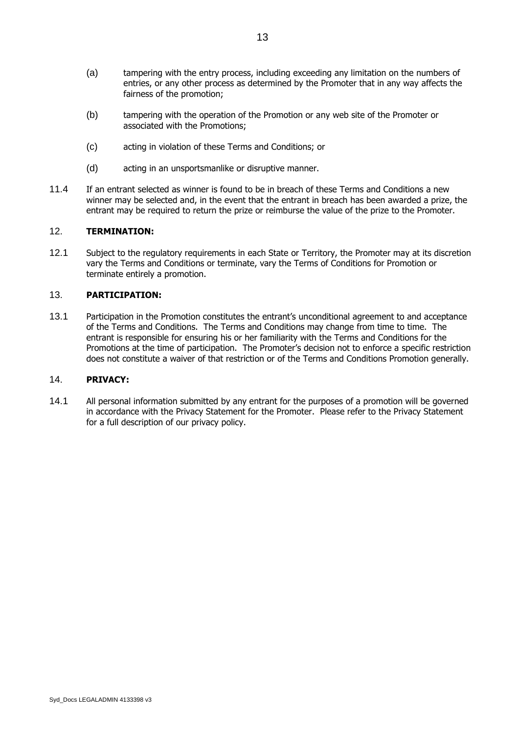(a) tampering with the entry process, including exceeding any limitation on the numbers of entries, or any other process as determined by the Promoter that in any way affects the fairness of the promotion;

(b) tampering with the operation of the Promotion or any web site of the Promoter or associated with the Promotions;

(c) acting in violation of these Terms and Conditions; or

(d) acting in an unsportsmanlike or disruptive manner.

11.4 If an entrant selected as winner is found to be in breach of these Terms and Conditions a new winner may be selected and, in the event that the entrant in breach has been awarded a prize, the entrant may be required to return the prize or reimburse the value of the prize to the Promoter.

## 12. **TERMINATION:**

12.1 Subject to the regulatory requirements in each State or Territory, the Promoter may at its discretion vary the Terms and Conditions or terminate, vary the Terms of Conditions for Promotion or terminate entirely a promotion.

## 13. **PARTICIPATION:**

13.1 Participation in the Promotion constitutes the entrant's unconditional agreement to and acceptance of the Terms and Conditions. The Terms and Conditions may change from time to time. The entrant is responsible for ensuring his or her familiarity with the Terms and Conditions for the Promotions at the time of participation. The Promoter's decision not to enforce a specific restriction does not constitute a waiver of that restriction or of the Terms and Conditions Promotion generally.

## 14. **PRIVACY:**

14.1 All personal information submitted by any entrant for the purposes of a promotion will be governed in accordance with the Privacy Statement for the Promoter. Please refer to the Privacy Statement for a full description of our privacy policy.